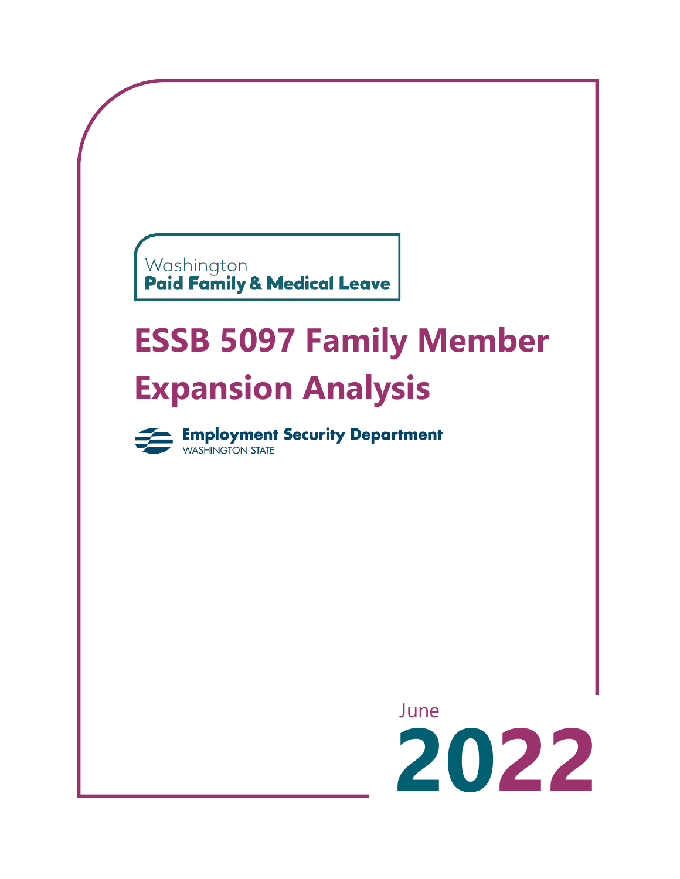Washington
**Paid Family & Medical Leave**

# ESSB 5097 Family Member Expansion Analysis

**Employment Security Department**
WASHINGTON STATE

June
**2022**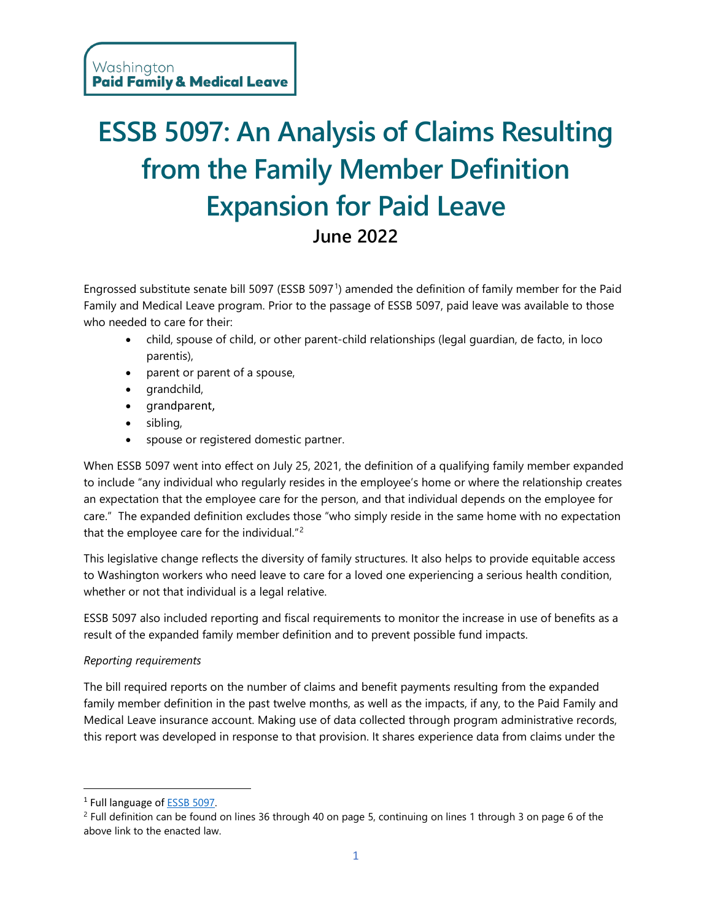Washington
**Paid Family & Medical Leave**

# ESSB 5097: An Analysis of Claims Resulting from the Family Member Definition Expansion for Paid Leave

## June 2022

Engrossed substitute senate bill 5097 (ESSB 5097[1]) amended the definition of family member for the Paid Family and Medical Leave program. Prior to the passage of ESSB 5097, paid leave was available to those who needed to care for their:

- child, spouse of child, or other parent-child relationships (legal guardian, de facto, in loco parentis),
- parent or parent of a spouse,
- grandchild,
- grandparent,
- sibling,
- spouse or registered domestic partner.

When ESSB 5097 went into effect on July 25, 2021, the definition of a qualifying family member expanded to include "any individual who regularly resides in the employee's home or where the relationship creates an expectation that the employee care for the person, and that individual depends on the employee for care." The expanded definition excludes those "who simply reside in the same home with no expectation that the employee care for the individual."[2]

This legislative change reflects the diversity of family structures. It also helps to provide equitable access to Washington workers who need leave to care for a loved one experiencing a serious health condition, whether or not that individual is a legal relative.

ESSB 5097 also included reporting and fiscal requirements to monitor the increase in use of benefits as a result of the expanded family member definition and to prevent possible fund impacts.

*Reporting requirements*

The bill required reports on the number of claims and benefit payments resulting from the expanded family member definition in the past twelve months, as well as the impacts, if any, to the Paid Family and Medical Leave insurance account. Making use of data collected through program administrative records, this report was developed in response to that provision. It shares experience data from claims under the

[1] Full language of ESSB 5097.

[2] Full definition can be found on lines 36 through 40 on page 5, continuing on lines 1 through 3 on page 6 of the above link to the enacted law.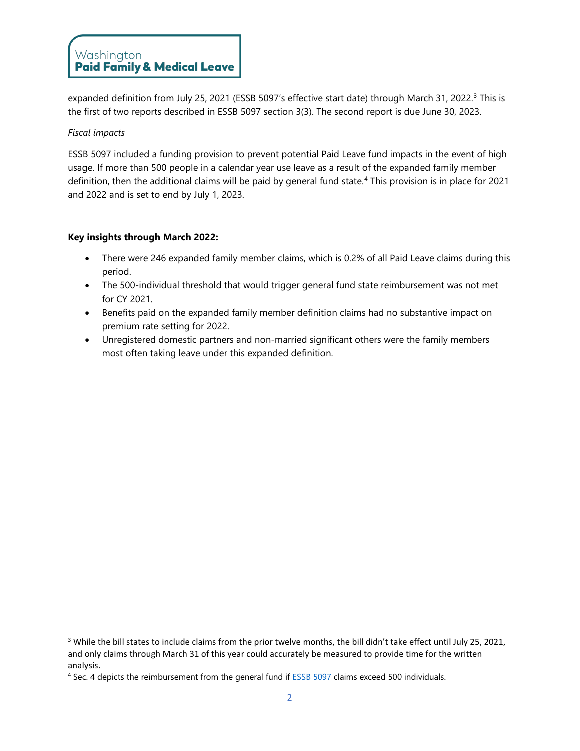expanded definition from July 25, 2021 (ESSB 5097's effective start date) through March 31, 2022.[3] This is the first of two reports described in ESSB 5097 section 3(3). The second report is due June 30, 2023.

*Fiscal impacts*

ESSB 5097 included a funding provision to prevent potential Paid Leave fund impacts in the event of high usage. If more than 500 people in a calendar year use leave as a result of the expanded family member definition, then the additional claims will be paid by general fund state.[4] This provision is in place for 2021 and 2022 and is set to end by July 1, 2023.

**Key insights through March 2022:**

- There were 246 expanded family member claims, which is 0.2% of all Paid Leave claims during this period.
- The 500-individual threshold that would trigger general fund state reimbursement was not met for CY 2021.
- Benefits paid on the expanded family member definition claims had no substantive impact on premium rate setting for 2022.
- Unregistered domestic partners and non-married significant others were the family members most often taking leave under this expanded definition.

---

[3] While the bill states to include claims from the prior twelve months, the bill didn't take effect until July 25, 2021, and only claims through March 31 of this year could accurately be measured to provide time for the written analysis.

[4] Sec. 4 depicts the reimbursement from the general fund if [ESSB 5097] claims exceed 500 individuals.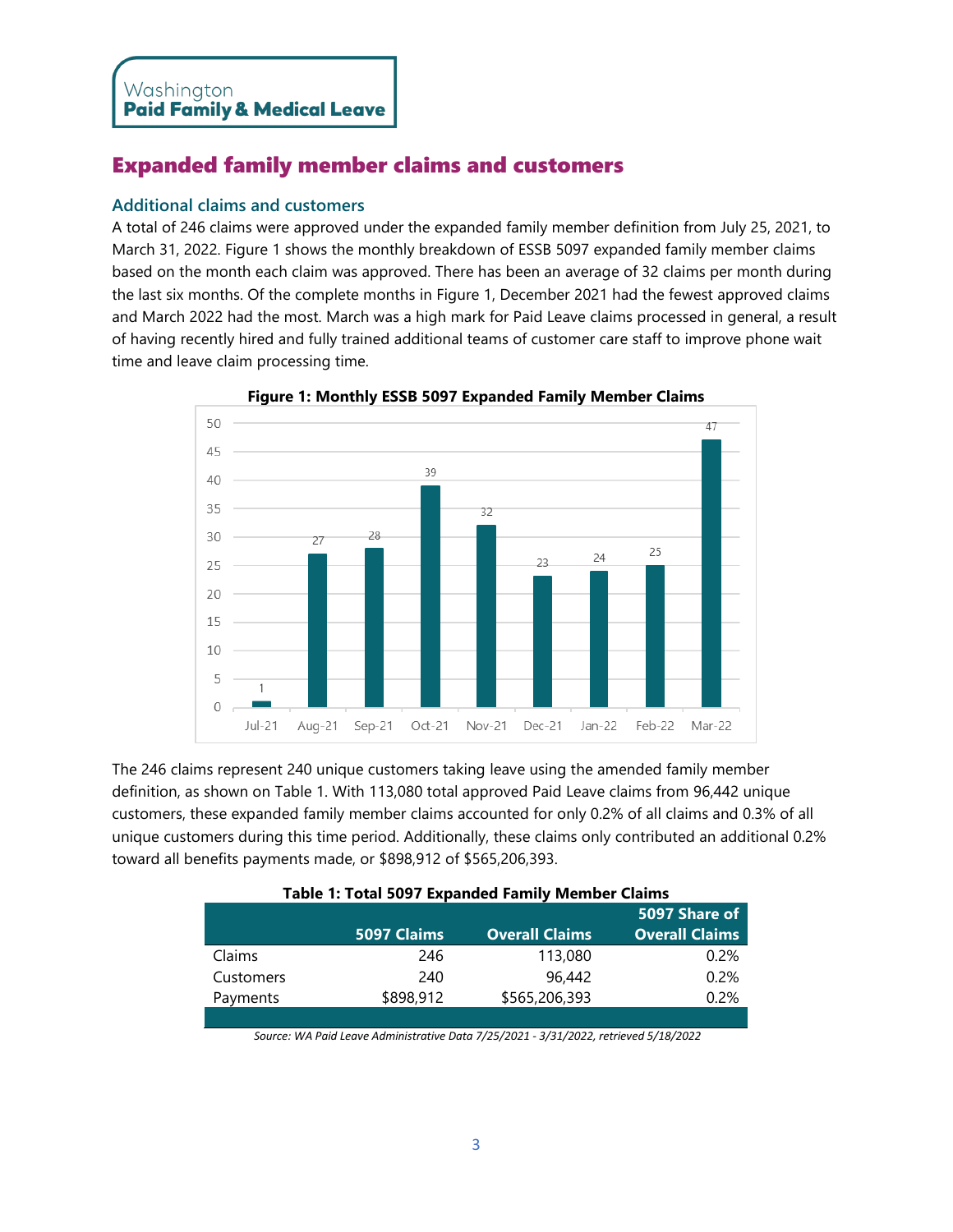# Expanded family member claims and customers

## Additional claims and customers

A total of 246 claims were approved under the expanded family member definition from July 25, 2021, to March 31, 2022. Figure 1 shows the monthly breakdown of ESSB 5097 expanded family member claims based on the month each claim was approved. There has been an average of 32 claims per month during the last six months. Of the complete months in Figure 1, December 2021 had the fewest approved claims and March 2022 had the most. March was a high mark for Paid Leave claims processed in general, a result of having recently hired and fully trained additional teams of customer care staff to improve phone wait time and leave claim processing time.

**Figure 1: Monthly ESSB 5097 Expanded Family Member Claims**

| Month | Claims |
|---|---|
| Jul-21 | 1 |
| Aug-21 | 27 |
| Sep-21 | 28 |
| Oct-21 | 39 |
| Nov-21 | 32 |
| Dec-21 | 23 |
| Jan-22 | 24 |
| Feb-22 | 25 |
| Mar-22 | 47 |

The 246 claims represent 240 unique customers taking leave using the amended family member definition, as shown on Table 1. With 113,080 total approved Paid Leave claims from 96,442 unique customers, these expanded family member claims accounted for only 0.2% of all claims and 0.3% of all unique customers during this time period. Additionally, these claims only contributed an additional 0.2% toward all benefits payments made, or $898,912 of $565,206,393.

**Table 1: Total 5097 Expanded Family Member Claims**

| | 5097 Claims | Overall Claims | 5097 Share of Overall Claims |
|---|---|---|---|
| Claims | 246 | 113,080 | 0.2% |
| Customers | 240 | 96,442 | 0.2% |
| Payments | $898,912 | $565,206,393 | 0.2% |

*Source: WA Paid Leave Administrative Data 7/25/2021 - 3/31/2022, retrieved 5/18/2022*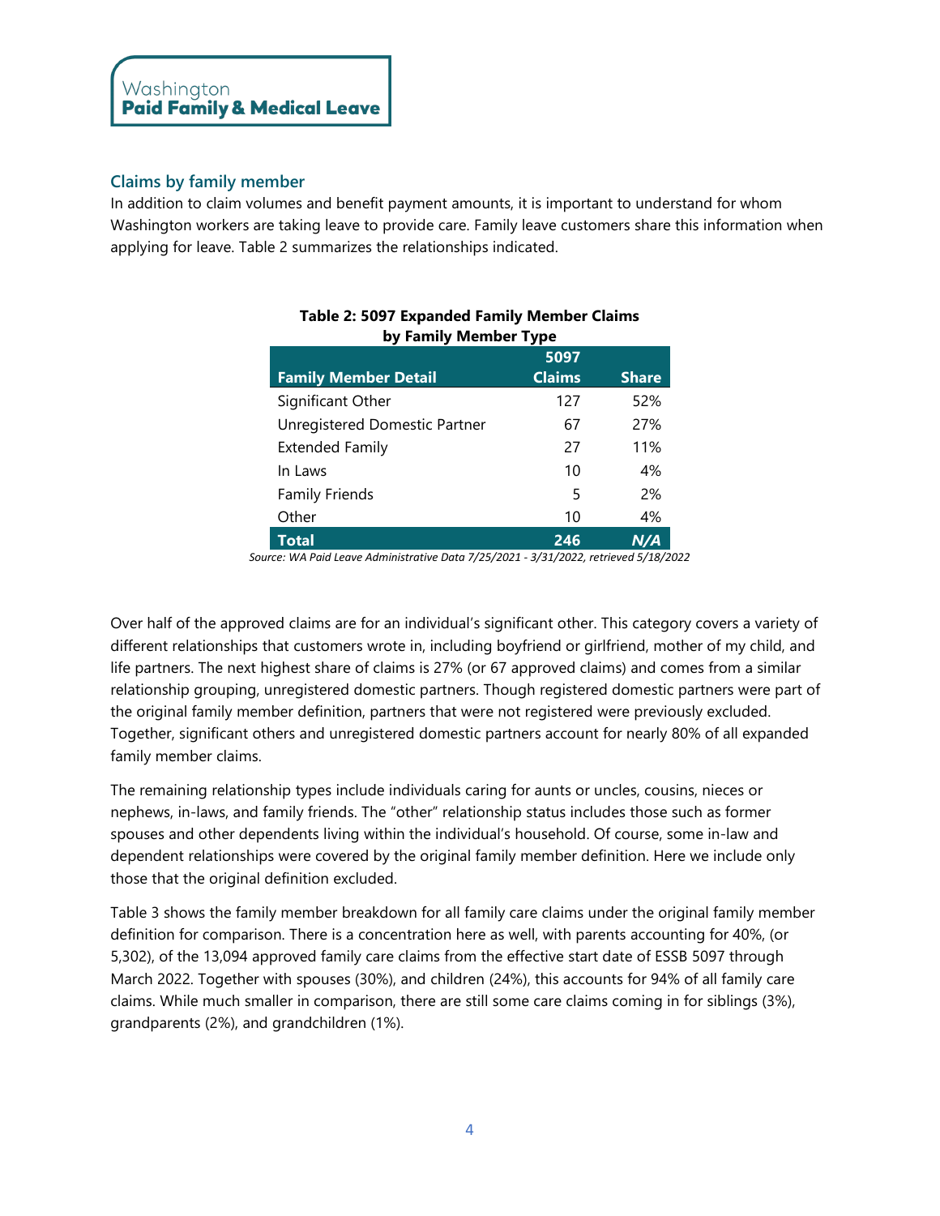## Claims by family member

In addition to claim volumes and benefit payment amounts, it is important to understand for whom Washington workers are taking leave to provide care. Family leave customers share this information when applying for leave. Table 2 summarizes the relationships indicated.

**Table 2: 5097 Expanded Family Member Claims by Family Member Type**

| Family Member Detail | 5097 Claims | Share |
|---|---|---|
| Significant Other | 127 | 52% |
| Unregistered Domestic Partner | 67 | 27% |
| Extended Family | 27 | 11% |
| In Laws | 10 | 4% |
| Family Friends | 5 | 2% |
| Other | 10 | 4% |
| **Total** | **246** | ***N/A*** |

*Source: WA Paid Leave Administrative Data 7/25/2021 - 3/31/2022, retrieved 5/18/2022*

Over half of the approved claims are for an individual's significant other. This category covers a variety of different relationships that customers wrote in, including boyfriend or girlfriend, mother of my child, and life partners. The next highest share of claims is 27% (or 67 approved claims) and comes from a similar relationship grouping, unregistered domestic partners. Though registered domestic partners were part of the original family member definition, partners that were not registered were previously excluded. Together, significant others and unregistered domestic partners account for nearly 80% of all expanded family member claims.

The remaining relationship types include individuals caring for aunts or uncles, cousins, nieces or nephews, in-laws, and family friends. The "other" relationship status includes those such as former spouses and other dependents living within the individual's household. Of course, some in-law and dependent relationships were covered by the original family member definition. Here we include only those that the original definition excluded.

Table 3 shows the family member breakdown for all family care claims under the original family member definition for comparison. There is a concentration here as well, with parents accounting for 40%, (or 5,302), of the 13,094 approved family care claims from the effective start date of ESSB 5097 through March 2022. Together with spouses (30%), and children (24%), this accounts for 94% of all family care claims. While much smaller in comparison, there are still some care claims coming in for siblings (3%), grandparents (2%), and grandchildren (1%).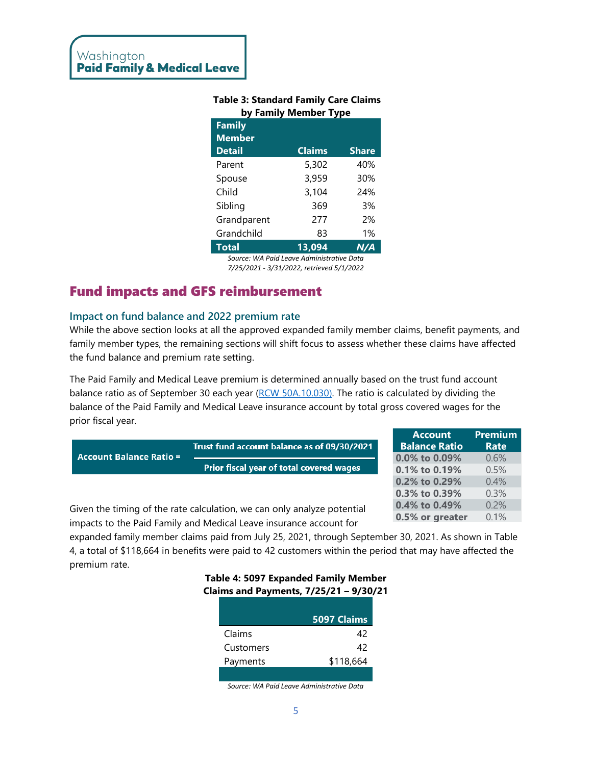**Table 3: Standard Family Care Claims by Family Member Type**

| Family Member Detail | Claims | Share |
|---|---|---|
| Parent | 5,302 | 40% |
| Spouse | 3,959 | 30% |
| Child | 3,104 | 24% |
| Sibling | 369 | 3% |
| Grandparent | 277 | 2% |
| Grandchild | 83 | 1% |
| **Total** | **13,094** | ***N/A*** |

*Source: WA Paid Leave Administrative Data 7/25/2021 - 3/31/2022, retrieved 5/1/2022*

## Fund impacts and GFS reimbursement

### Impact on fund balance and 2022 premium rate

While the above section looks at all the approved expanded family member claims, benefit payments, and family member types, the remaining sections will shift focus to assess whether these claims have affected the fund balance and premium rate setting.

The Paid Family and Medical Leave premium is determined annually based on the trust fund account balance ratio as of September 30 each year (RCW 50A.10.030). The ratio is calculated by dividing the balance of the Paid Family and Medical Leave insurance account by total gross covered wages for the prior fiscal year.

$$\text{Account Balance Ratio} = \frac{\text{Trust fund account balance as of 09/30/2021}}{\text{Prior fiscal year of total covered wages}}$$

| Account Balance Ratio | Premium Rate |
|---|---|
| 0.0% to 0.09% | 0.6% |
| 0.1% to 0.19% | 0.5% |
| 0.2% to 0.29% | 0.4% |
| 0.3% to 0.39% | 0.3% |
| 0.4% to 0.49% | 0.2% |
| 0.5% or greater | 0.1% |

Given the timing of the rate calculation, we can only analyze potential impacts to the Paid Family and Medical Leave insurance account for expanded family member claims paid from July 25, 2021, through September 30, 2021. As shown in Table 4, a total of $118,664 in benefits were paid to 42 customers within the period that may have affected the premium rate.

**Table 4: 5097 Expanded Family Member Claims and Payments, 7/25/21 – 9/30/21**

| | 5097 Claims |
|---|---|
| Claims | 42 |
| Customers | 42 |
| Payments | $118,664 |

*Source: WA Paid Leave Administrative Data*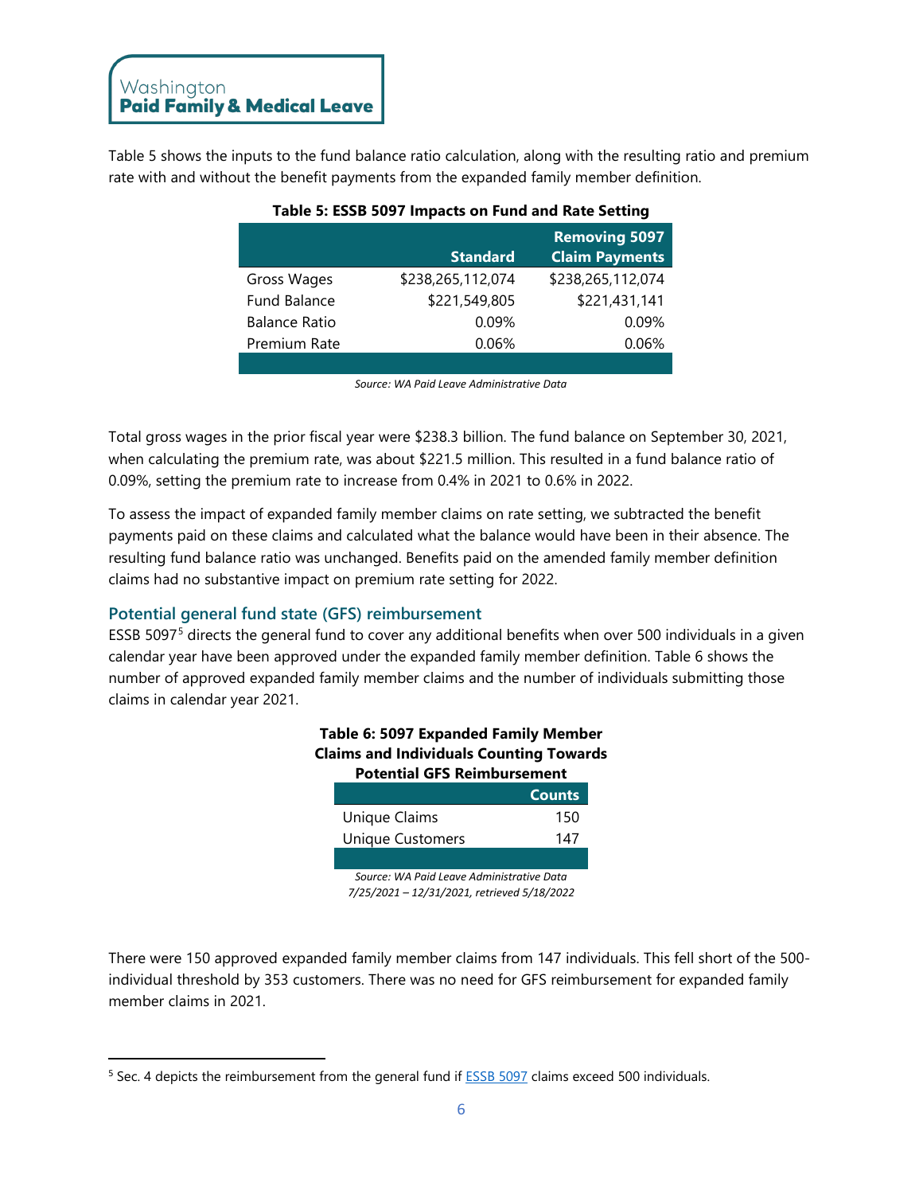Table 5 shows the inputs to the fund balance ratio calculation, along with the resulting ratio and premium rate with and without the benefit payments from the expanded family member definition.

**Table 5: ESSB 5097 Impacts on Fund and Rate Setting**

| | Standard | Removing 5097 Claim Payments |
|---|---|---|
| Gross Wages | $238,265,112,074 | $238,265,112,074 |
| Fund Balance | $221,549,805 | $221,431,141 |
| Balance Ratio | 0.09% | 0.09% |
| Premium Rate | 0.06% | 0.06% |

*Source: WA Paid Leave Administrative Data*

Total gross wages in the prior fiscal year were $238.3 billion. The fund balance on September 30, 2021, when calculating the premium rate, was about $221.5 million. This resulted in a fund balance ratio of 0.09%, setting the premium rate to increase from 0.4% in 2021 to 0.6% in 2022.

To assess the impact of expanded family member claims on rate setting, we subtracted the benefit payments paid on these claims and calculated what the balance would have been in their absence. The resulting fund balance ratio was unchanged. Benefits paid on the amended family member definition claims had no substantive impact on premium rate setting for 2022.

## Potential general fund state (GFS) reimbursement

ESSB 5097[5] directs the general fund to cover any additional benefits when over 500 individuals in a given calendar year have been approved under the expanded family member definition. Table 6 shows the number of approved expanded family member claims and the number of individuals submitting those claims in calendar year 2021.

**Table 6: 5097 Expanded Family Member Claims and Individuals Counting Towards Potential GFS Reimbursement**

| | Counts |
|---|---|
| Unique Claims | 150 |
| Unique Customers | 147 |

*Source: WA Paid Leave Administrative Data 7/25/2021 – 12/31/2021, retrieved 5/18/2022*

There were 150 approved expanded family member claims from 147 individuals. This fell short of the 500-individual threshold by 353 customers. There was no need for GFS reimbursement for expanded family member claims in 2021.

---

[5] Sec. 4 depicts the reimbursement from the general fund if ESSB 5097 claims exceed 500 individuals.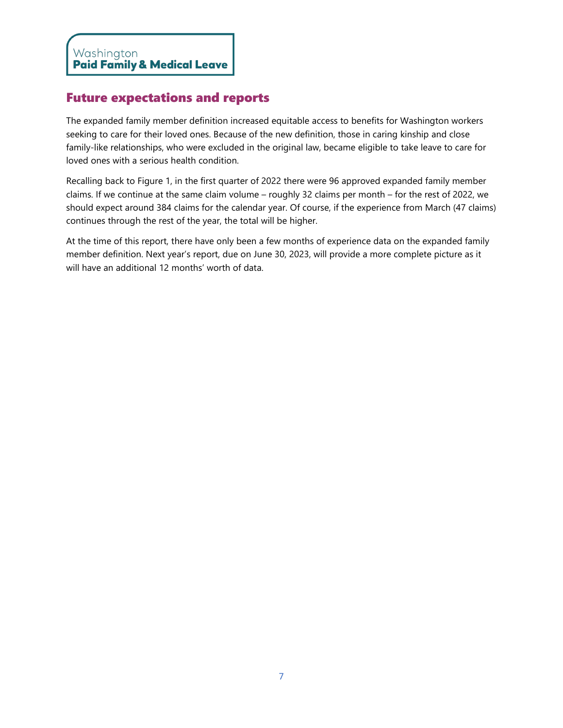## Future expectations and reports

The expanded family member definition increased equitable access to benefits for Washington workers seeking to care for their loved ones. Because of the new definition, those in caring kinship and close family-like relationships, who were excluded in the original law, became eligible to take leave to care for loved ones with a serious health condition.

Recalling back to Figure 1, in the first quarter of 2022 there were 96 approved expanded family member claims. If we continue at the same claim volume – roughly 32 claims per month – for the rest of 2022, we should expect around 384 claims for the calendar year. Of course, if the experience from March (47 claims) continues through the rest of the year, the total will be higher.

At the time of this report, there have only been a few months of experience data on the expanded family member definition. Next year's report, due on June 30, 2023, will provide a more complete picture as it will have an additional 12 months' worth of data.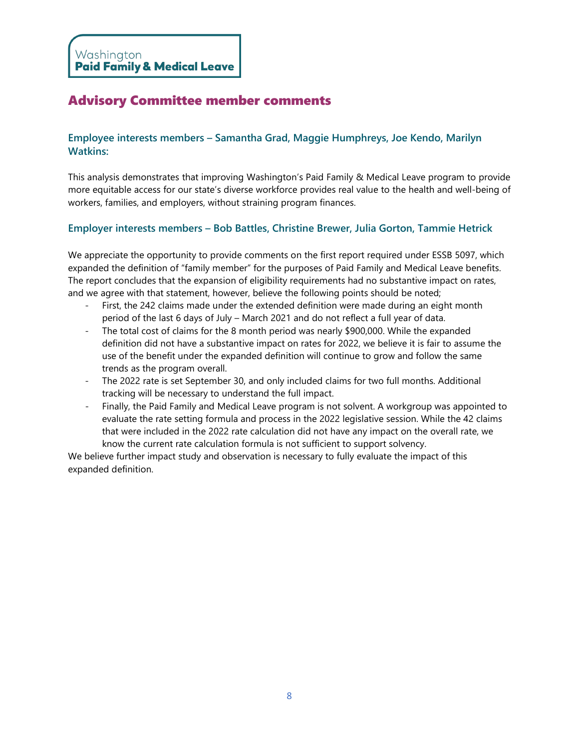Washington
**Paid Family & Medical Leave**

## Advisory Committee member comments

### Employee interests members – Samantha Grad, Maggie Humphreys, Joe Kendo, Marilyn Watkins:

This analysis demonstrates that improving Washington's Paid Family & Medical Leave program to provide more equitable access for our state's diverse workforce provides real value to the health and well-being of workers, families, and employers, without straining program finances.

### Employer interests members – Bob Battles, Christine Brewer, Julia Gorton, Tammie Hetrick

We appreciate the opportunity to provide comments on the first report required under ESSB 5097, which expanded the definition of "family member" for the purposes of Paid Family and Medical Leave benefits. The report concludes that the expansion of eligibility requirements had no substantive impact on rates, and we agree with that statement, however, believe the following points should be noted;

- First, the 242 claims made under the extended definition were made during an eight month period of the last 6 days of July – March 2021 and do not reflect a full year of data.
- The total cost of claims for the 8 month period was nearly $900,000. While the expanded definition did not have a substantive impact on rates for 2022, we believe it is fair to assume the use of the benefit under the expanded definition will continue to grow and follow the same trends as the program overall.
- The 2022 rate is set September 30, and only included claims for two full months. Additional tracking will be necessary to understand the full impact.
- Finally, the Paid Family and Medical Leave program is not solvent. A workgroup was appointed to evaluate the rate setting formula and process in the 2022 legislative session. While the 42 claims that were included in the 2022 rate calculation did not have any impact on the overall rate, we know the current rate calculation formula is not sufficient to support solvency.

We believe further impact study and observation is necessary to fully evaluate the impact of this expanded definition.